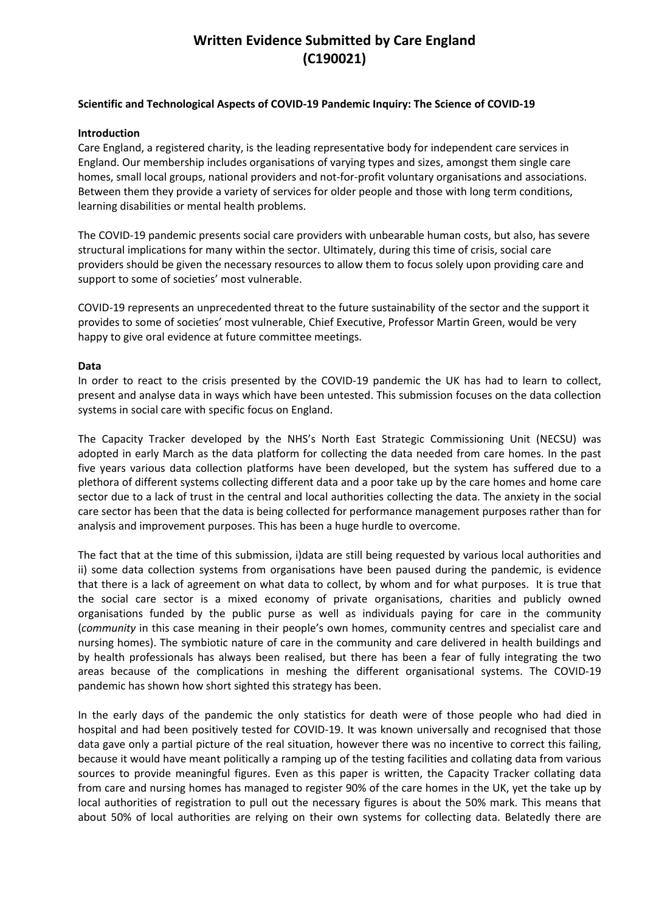# Written Evidence Submitted by Care England (C190021)

**Scientific and Technological Aspects of COVID-19 Pandemic Inquiry: The Science of COVID-19**

**Introduction**

Care England, a registered charity, is the leading representative body for independent care services in England. Our membership includes organisations of varying types and sizes, amongst them single care homes, small local groups, national providers and not-for-profit voluntary organisations and associations. Between them they provide a variety of services for older people and those with long term conditions, learning disabilities or mental health problems.

The COVID-19 pandemic presents social care providers with unbearable human costs, but also, has severe structural implications for many within the sector. Ultimately, during this time of crisis, social care providers should be given the necessary resources to allow them to focus solely upon providing care and support to some of societies' most vulnerable.

COVID-19 represents an unprecedented threat to the future sustainability of the sector and the support it provides to some of societies' most vulnerable, Chief Executive, Professor Martin Green, would be very happy to give oral evidence at future committee meetings.

**Data**

In order to react to the crisis presented by the COVID-19 pandemic the UK has had to learn to collect, present and analyse data in ways which have been untested. This submission focuses on the data collection systems in social care with specific focus on England.

The Capacity Tracker developed by the NHS's North East Strategic Commissioning Unit (NECSU) was adopted in early March as the data platform for collecting the data needed from care homes. In the past five years various data collection platforms have been developed, but the system has suffered due to a plethora of different systems collecting different data and a poor take up by the care homes and home care sector due to a lack of trust in the central and local authorities collecting the data. The anxiety in the social care sector has been that the data is being collected for performance management purposes rather than for analysis and improvement purposes. This has been a huge hurdle to overcome.

The fact that at the time of this submission, i)data are still being requested by various local authorities and ii) some data collection systems from organisations have been paused during the pandemic, is evidence that there is a lack of agreement on what data to collect, by whom and for what purposes. It is true that the social care sector is a mixed economy of private organisations, charities and publicly owned organisations funded by the public purse as well as individuals paying for care in the community (*community* in this case meaning in their people's own homes, community centres and specialist care and nursing homes). The symbiotic nature of care in the community and care delivered in health buildings and by health professionals has always been realised, but there has been a fear of fully integrating the two areas because of the complications in meshing the different organisational systems. The COVID-19 pandemic has shown how short sighted this strategy has been.

In the early days of the pandemic the only statistics for death were of those people who had died in hospital and had been positively tested for COVID-19. It was known universally and recognised that those data gave only a partial picture of the real situation, however there was no incentive to correct this failing, because it would have meant politically a ramping up of the testing facilities and collating data from various sources to provide meaningful figures. Even as this paper is written, the Capacity Tracker collating data from care and nursing homes has managed to register 90% of the care homes in the UK, yet the take up by local authorities of registration to pull out the necessary figures is about the 50% mark. This means that about 50% of local authorities are relying on their own systems for collecting data. Belatedly there are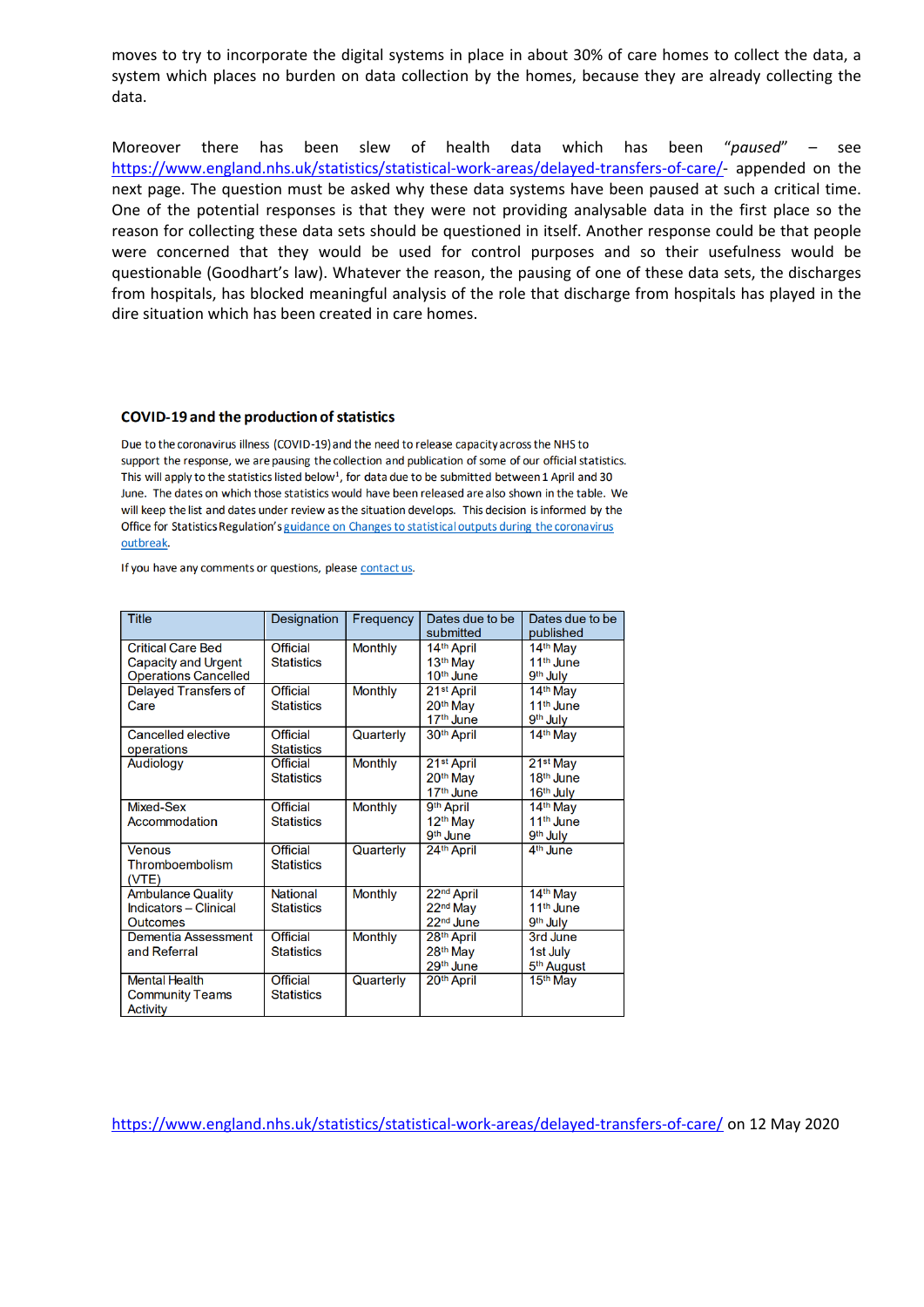moves to try to incorporate the digital systems in place in about 30% of care homes to collect the data, a system which places no burden on data collection by the homes, because they are already collecting the data.

Moreover there has been slew of health data which has been *"paused"* – see https://www.england.nhs.uk/statistics/statistical-work-areas/delayed-transfers-of-care/- appended on the next page. The question must be asked why these data systems have been paused at such a critical time. One of the potential responses is that they were not providing analysable data in the first place so the reason for collecting these data sets should be questioned in itself. Another response could be that people were concerned that they would be used for control purposes and so their usefulness would be questionable (Goodhart's law). Whatever the reason, the pausing of one of these data sets, the discharges from hospitals, has blocked meaningful analysis of the role that discharge from hospitals has played in the dire situation which has been created in care homes.

### COVID-19 and the production of statistics

Due to the coronavirus illness (COVID-19) and the need to release capacity across the NHS to support the response, we are pausing the collection and publication of some of our official statistics. This will apply to the statistics listed below[1], for data due to be submitted between 1 April and 30 June. The dates on which those statistics would have been released are also shown in the table. We will keep the list and dates under review as the situation develops. This decision is informed by the Office for Statistics Regulation's guidance on Changes to statistical outputs during the coronavirus outbreak.

If you have any comments or questions, please contact us.

| Title | Designation | Frequency | Dates due to be submitted | Dates due to be published |
|---|---|---|---|---|
| Critical Care Bed Capacity and Urgent Operations Cancelled | Official Statistics | Monthly | 14th April<br>13th May<br>10th June | 14th May<br>11th June<br>9th July |
| Delayed Transfers of Care | Official Statistics | Monthly | 21st April<br>20th May<br>17th June | 14th May<br>11th June<br>9th July |
| Cancelled elective operations | Official Statistics | Quarterly | 30th April | 14th May |
| Audiology | Official Statistics | Monthly | 21st April<br>20th May<br>17th June | 21st May<br>18th June<br>16th July |
| Mixed-Sex Accommodation | Official Statistics | Monthly | 9th April<br>12th May<br>9th June | 14th May<br>11th June<br>9th July |
| Venous Thromboembolism (VTE) | Official Statistics | Quarterly | 24th April | 4th June |
| Ambulance Quality Indicators – Clinical Outcomes | National Statistics | Monthly | 22nd April<br>22nd May<br>22nd June | 14th May<br>11th June<br>9th July |
| Dementia Assessment and Referral | Official Statistics | Monthly | 28th April<br>28th May<br>29th June | 3rd June<br>1st July<br>5th August |
| Mental Health Community Teams Activity | Official Statistics | Quarterly | 20th April | 15th May |

https://www.england.nhs.uk/statistics/statistical-work-areas/delayed-transfers-of-care/ on 12 May 2020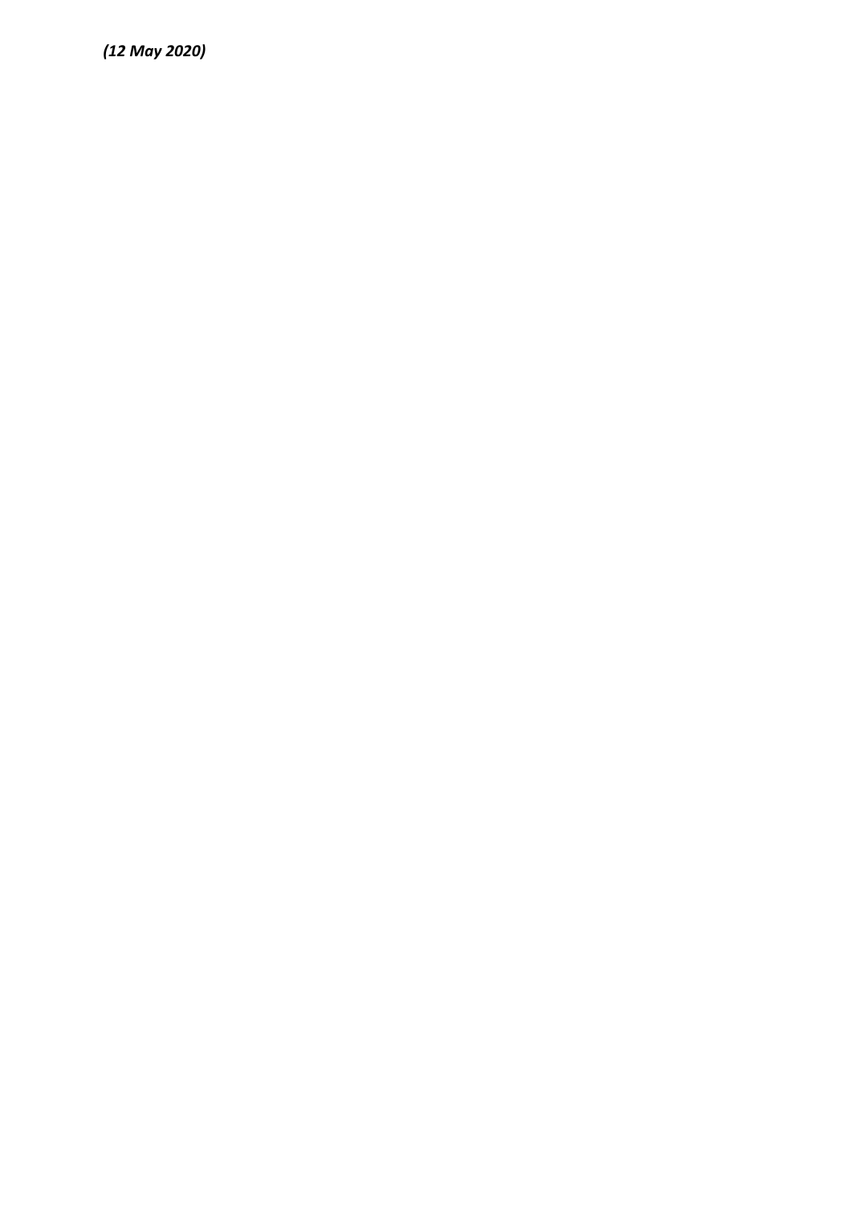*(12 May 2020)*